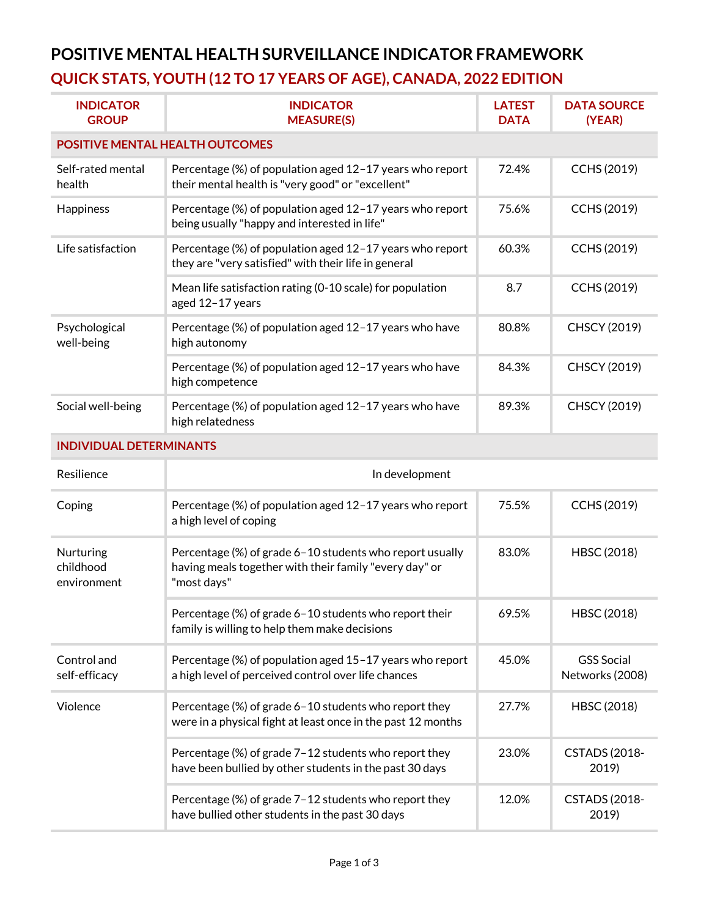# POSITIVE MENTAL HEALTH SURVEILLANCE INDICATOR FRAMEWORK

## QUICK STATS, YOUTH (12 TO 17 YEARS OF AGE), CANADA, 2022 EDITION

| INDICATOR GROUP | INDICATOR MEASURE(S) | LATEST DATA | DATA SOURCE (YEAR) |
|---|---|---|---|
| **POSITIVE MENTAL HEALTH OUTCOMES** | | | |
| Self-rated mental health | Percentage (%) of population aged 12–17 years who report their mental health is "very good" or "excellent" | 72.4% | CCHS (2019) |
| Happiness | Percentage (%) of population aged 12–17 years who report being usually "happy and interested in life" | 75.6% | CCHS (2019) |
| Life satisfaction | Percentage (%) of population aged 12–17 years who report they are "very satisfied" with their life in general | 60.3% | CCHS (2019) |
| | Mean life satisfaction rating (0-10 scale) for population aged 12–17 years | 8.7 | CCHS (2019) |
| Psychological well-being | Percentage (%) of population aged 12–17 years who have high autonomy | 80.8% | CHSCY (2019) |
| | Percentage (%) of population aged 12–17 years who have high competence | 84.3% | CHSCY (2019) |
| Social well-being | Percentage (%) of population aged 12–17 years who have high relatedness | 89.3% | CHSCY (2019) |
| **INDIVIDUAL DETERMINANTS** | | | |
| Resilience | In development | | |
| Coping | Percentage (%) of population aged 12–17 years who report a high level of coping | 75.5% | CCHS (2019) |
| Nurturing childhood environment | Percentage (%) of grade 6–10 students who report usually having meals together with their family "every day" or "most days" | 83.0% | HBSC (2018) |
| | Percentage (%) of grade 6–10 students who report their family is willing to help them make decisions | 69.5% | HBSC (2018) |
| Control and self-efficacy | Percentage (%) of population aged 15–17 years who report a high level of perceived control over life chances | 45.0% | GSS Social Networks (2008) |
| Violence | Percentage (%) of grade 6–10 students who report they were in a physical fight at least once in the past 12 months | 27.7% | HBSC (2018) |
| | Percentage (%) of grade 7–12 students who report they have been bullied by other students in the past 30 days | 23.0% | CSTADS (2018-2019) |
| | Percentage (%) of grade 7–12 students who report they have bullied other students in the past 30 days | 12.0% | CSTADS (2018-2019) |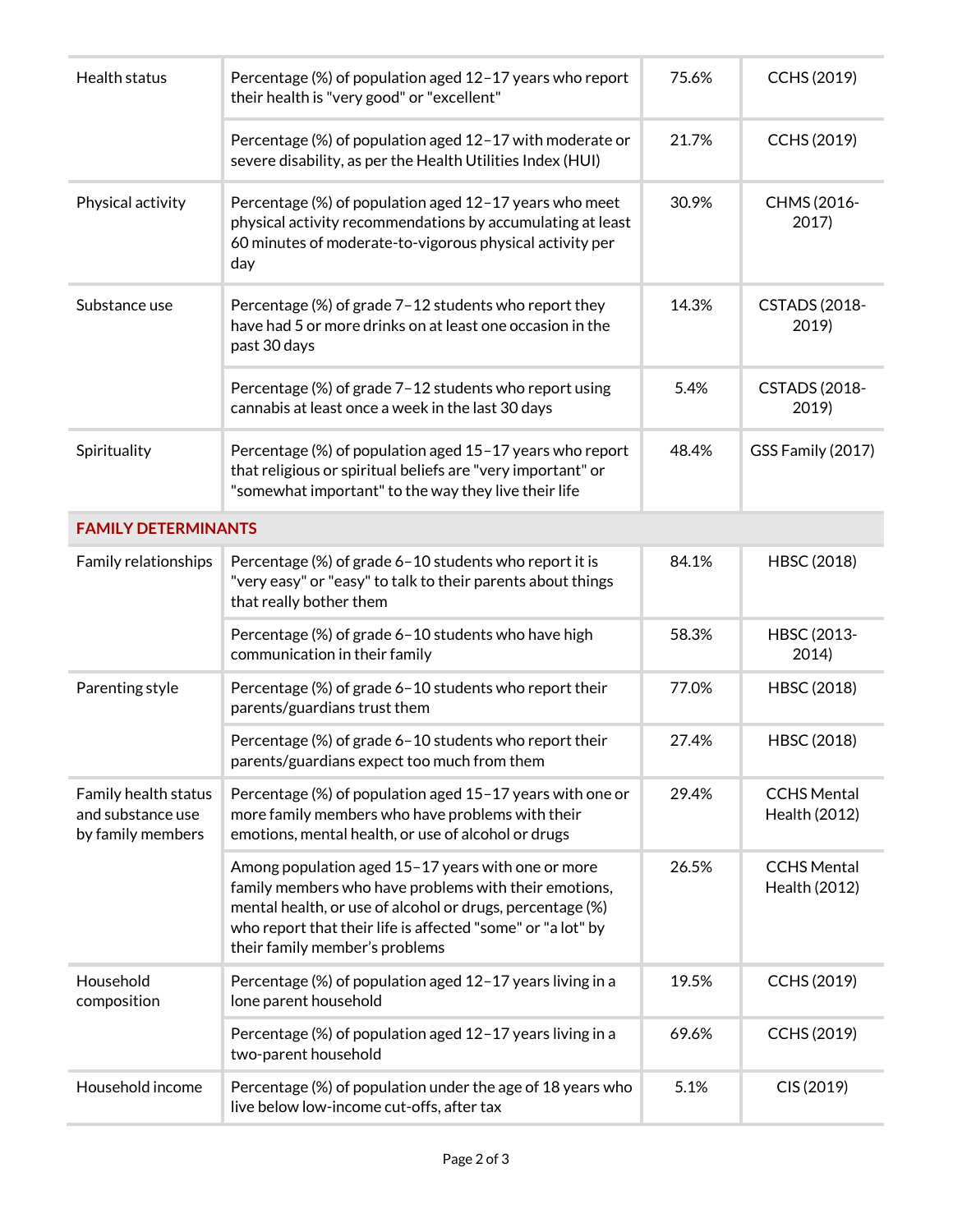| | | | |
|---|---|---|---|
| Health status | Percentage (%) of population aged 12–17 years who report their health is "very good" or "excellent" | 75.6% | CCHS (2019) |
| | Percentage (%) of population aged 12–17 with moderate or severe disability, as per the Health Utilities Index (HUI) | 21.7% | CCHS (2019) |
| Physical activity | Percentage (%) of population aged 12–17 years who meet physical activity recommendations by accumulating at least 60 minutes of moderate-to-vigorous physical activity per day | 30.9% | CHMS (2016-2017) |
| Substance use | Percentage (%) of grade 7–12 students who report they have had 5 or more drinks on at least one occasion in the past 30 days | 14.3% | CSTADS (2018-2019) |
| | Percentage (%) of grade 7–12 students who report using cannabis at least once a week in the last 30 days | 5.4% | CSTADS (2018-2019) |
| Spirituality | Percentage (%) of population aged 15–17 years who report that religious or spiritual beliefs are "very important" or "somewhat important" to the way they live their life | 48.4% | GSS Family (2017) |
| **FAMILY DETERMINANTS** | | | |
| Family relationships | Percentage (%) of grade 6–10 students who report it is "very easy" or "easy" to talk to their parents about things that really bother them | 84.1% | HBSC (2018) |
| | Percentage (%) of grade 6–10 students who have high communication in their family | 58.3% | HBSC (2013-2014) |
| Parenting style | Percentage (%) of grade 6–10 students who report their parents/guardians trust them | 77.0% | HBSC (2018) |
| | Percentage (%) of grade 6–10 students who report their parents/guardians expect too much from them | 27.4% | HBSC (2018) |
| Family health status and substance use by family members | Percentage (%) of population aged 15–17 years with one or more family members who have problems with their emotions, mental health, or use of alcohol or drugs | 29.4% | CCHS Mental Health (2012) |
| | Among population aged 15–17 years with one or more family members who have problems with their emotions, mental health, or use of alcohol or drugs, percentage (%) who report that their life is affected "some" or "a lot" by their family member's problems | 26.5% | CCHS Mental Health (2012) |
| Household composition | Percentage (%) of population aged 12–17 years living in a lone parent household | 19.5% | CCHS (2019) |
| | Percentage (%) of population aged 12–17 years living in a two-parent household | 69.6% | CCHS (2019) |
| Household income | Percentage (%) of population under the age of 18 years who live below low-income cut-offs, after tax | 5.1% | CIS (2019) |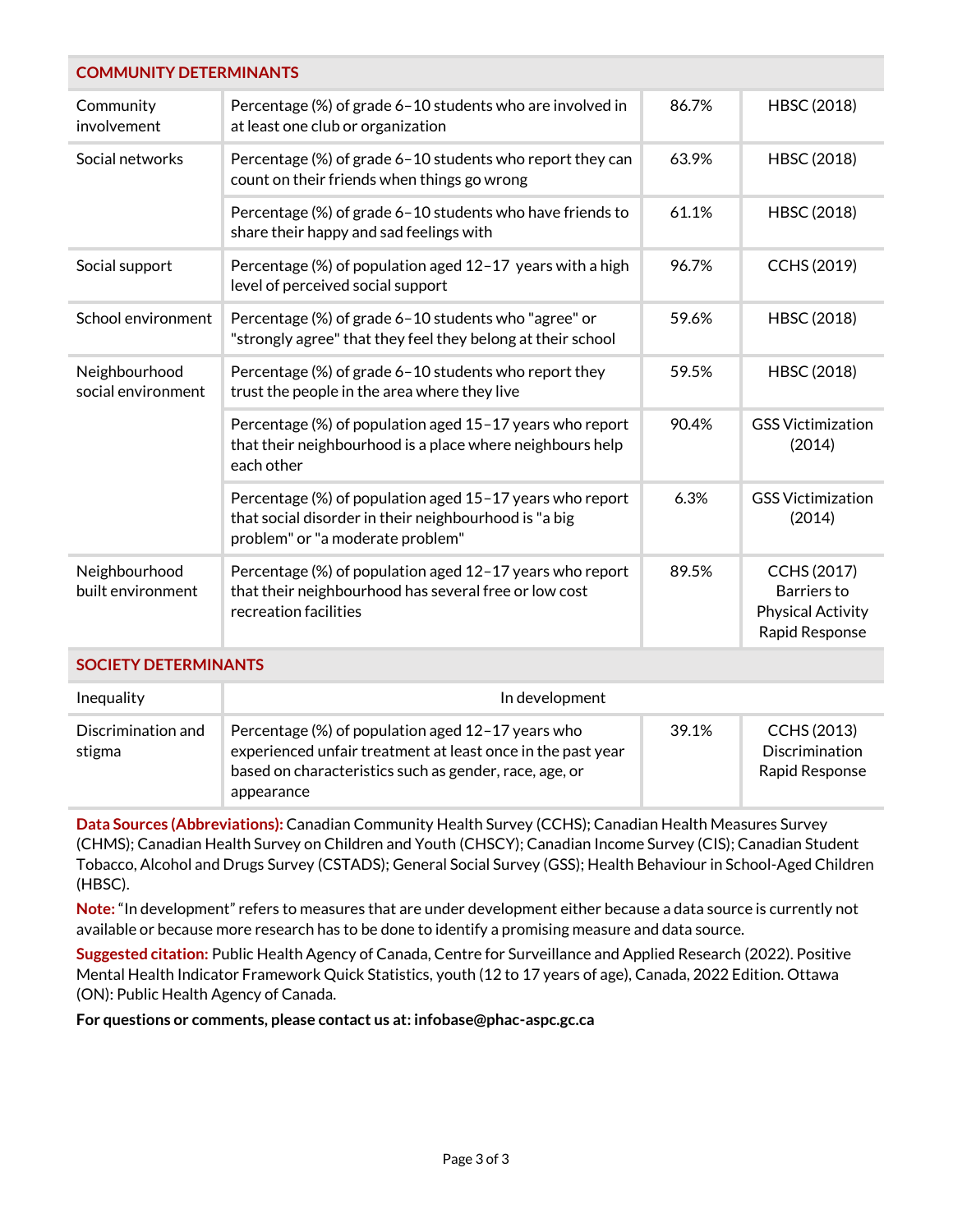| | | | |
|---|---|---|---|
| **COMMUNITY DETERMINANTS** | | | |
| Community involvement | Percentage (%) of grade 6–10 students who are involved in at least one club or organization | 86.7% | HBSC (2018) |
| Social networks | Percentage (%) of grade 6–10 students who report they can count on their friends when things go wrong | 63.9% | HBSC (2018) |
| | Percentage (%) of grade 6–10 students who have friends to share their happy and sad feelings with | 61.1% | HBSC (2018) |
| Social support | Percentage (%) of population aged 12–17 years with a high level of perceived social support | 96.7% | CCHS (2019) |
| School environment | Percentage (%) of grade 6–10 students who "agree" or "strongly agree" that they feel they belong at their school | 59.6% | HBSC (2018) |
| Neighbourhood social environment | Percentage (%) of grade 6–10 students who report they trust the people in the area where they live | 59.5% | HBSC (2018) |
| | Percentage (%) of population aged 15–17 years who report that their neighbourhood is a place where neighbours help each other | 90.4% | GSS Victimization (2014) |
| | Percentage (%) of population aged 15–17 years who report that social disorder in their neighbourhood is "a big problem" or "a moderate problem" | 6.3% | GSS Victimization (2014) |
| Neighbourhood built environment | Percentage (%) of population aged 12–17 years who report that their neighbourhood has several free or low cost recreation facilities | 89.5% | CCHS (2017) Barriers to Physical Activity Rapid Response |
| **SOCIETY DETERMINANTS** | | | |
| Inequality | In development | | |
| Discrimination and stigma | Percentage (%) of population aged 12–17 years who experienced unfair treatment at least once in the past year based on characteristics such as gender, race, age, or appearance | 39.1% | CCHS (2013) Discrimination Rapid Response |

**Data Sources (Abbreviations):** Canadian Community Health Survey (CCHS); Canadian Health Measures Survey (CHMS); Canadian Health Survey on Children and Youth (CHSCY); Canadian Income Survey (CIS); Canadian Student Tobacco, Alcohol and Drugs Survey (CSTADS); General Social Survey (GSS); Health Behaviour in School-Aged Children (HBSC).

**Note:** "In development" refers to measures that are under development either because a data source is currently not available or because more research has to be done to identify a promising measure and data source.

**Suggested citation:** Public Health Agency of Canada, Centre for Surveillance and Applied Research (2022). Positive Mental Health Indicator Framework Quick Statistics, youth (12 to 17 years of age), Canada, 2022 Edition. Ottawa (ON): Public Health Agency of Canada.

**For questions or comments, please contact us at: infobase@phac-aspc.gc.ca**